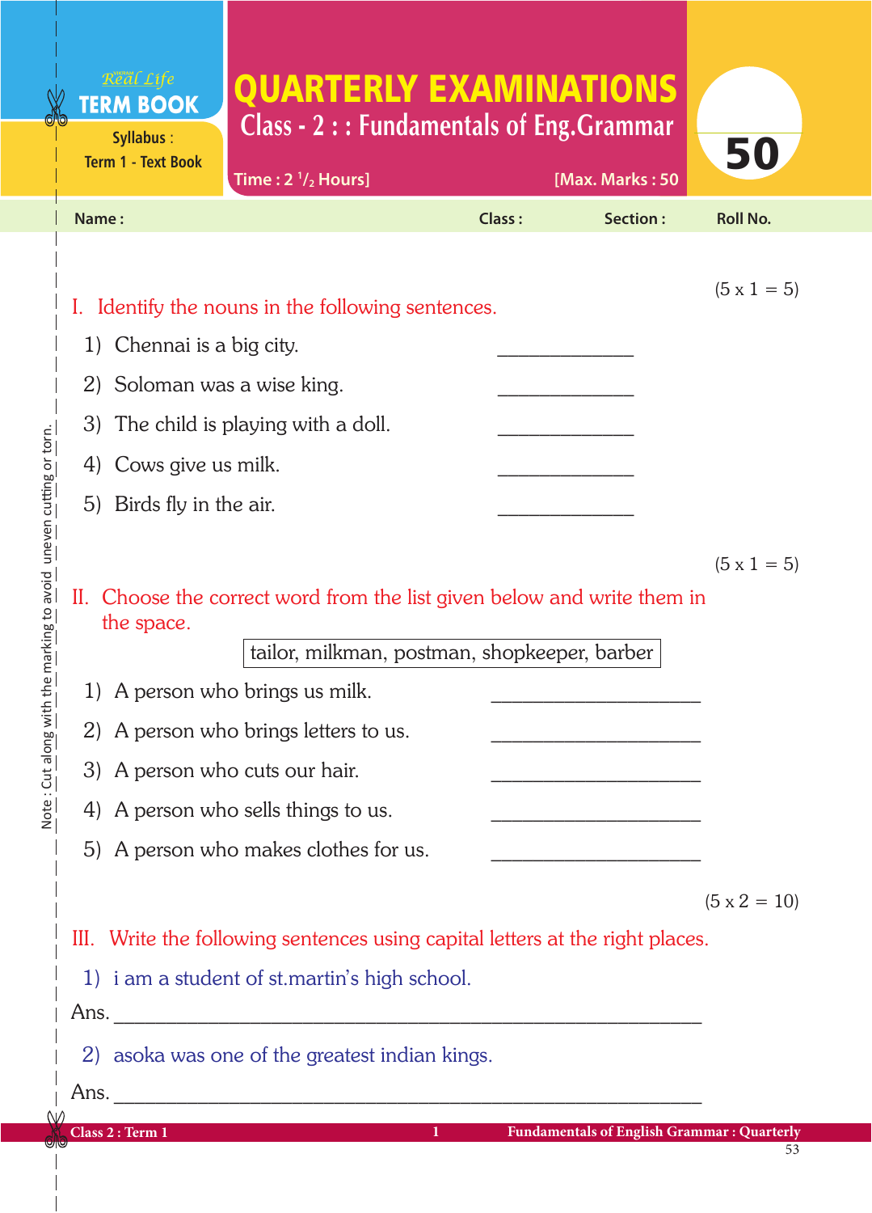Real Life **TERM BOOK**

Syllabus : Term 1 - Text Book

# QUARTERLY EXAMINATIONS

## Class - 2 : : Fundamentals of Eng.Grammar

Time : 2 $^{1}/_{2}$ Hours] [Max. Marks : 50

**50**

Name : Class : Section : Roll No.

Note : Cut along with the marking to avoid uneven cutting or torn.

(5 x 1 = 5)

I. Identify the nouns in the following sentences.

1) Chennai is a big city. ______________
2) Soloman was a wise king. ______________
3) The child is playing with a doll. ______________
4) Cows give us milk. ______________
5) Birds fly in the air. ______________

(5 x 1 = 5)

II. Choose the correct word from the list given below and write them in the space.

| tailor, milkman, postman, shopkeeper, barber |
|---|

1) A person who brings us milk. ____________________
2) A person who brings letters to us. ____________________
3) A person who cuts our hair. ____________________
4) A person who sells things to us. ____________________
5) A person who makes clothes for us. ____________________

(5 x 2 = 10)

III. Write the following sentences using capital letters at the right places.

1) i am a student of st.martin's high school.

Ans. ____________________________________________________________

2) asoka was one of the greatest indian kings.

Ans. ____________________________________________________________

Class 2 : Term 1 — Fundamentals of English Grammar : Quarterly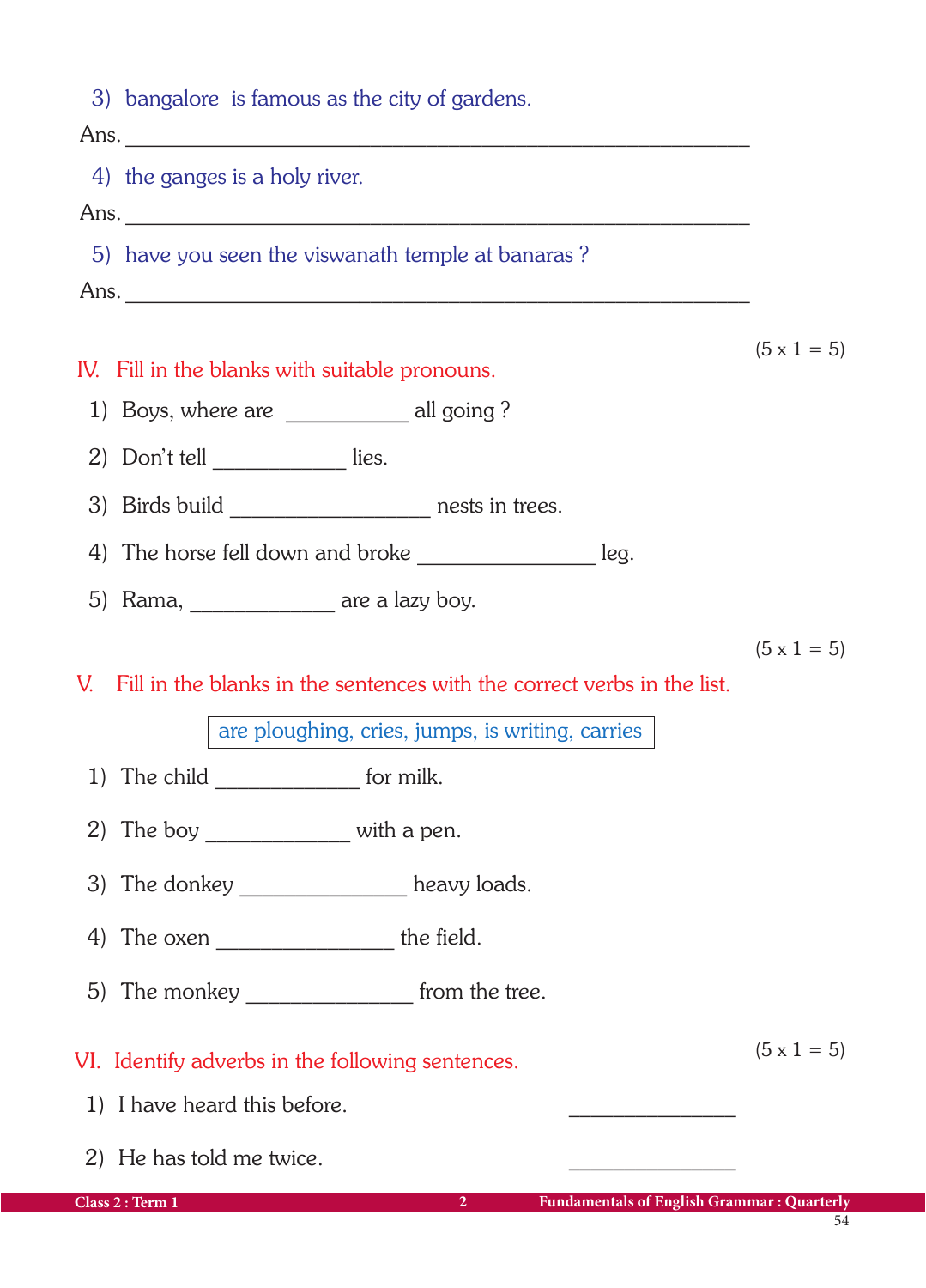3) bangalore is famous as the city of gardens.

Ans. ______________________________________________

4) the ganges is a holy river.

Ans. ______________________________________________

5) have you seen the viswanath temple at banaras ?

Ans. ______________________________________________

(5 x 1 = 5)

## IV. Fill in the blanks with suitable pronouns.

1) Boys, where are __________ all going ?

2) Don't tell ___________ lies.

3) Birds build ________________ nests in trees.

4) The horse fell down and broke ______________ leg.

5) Rama, ____________ are a lazy boy.

(5 x 1 = 5)

## V. Fill in the blanks in the sentences with the correct verbs in the list.

| are ploughing, cries, jumps, is writing, carries |
|---|

1) The child ____________ for milk.

2) The boy ____________ with a pen.

3) The donkey ______________ heavy loads.

4) The oxen _______________ the field.

5) The monkey ______________ from the tree.

(5 x 1 = 5)

## VI. Identify adverbs in the following sentences.

1) I have heard this before. ______________

2) He has told me twice. ______________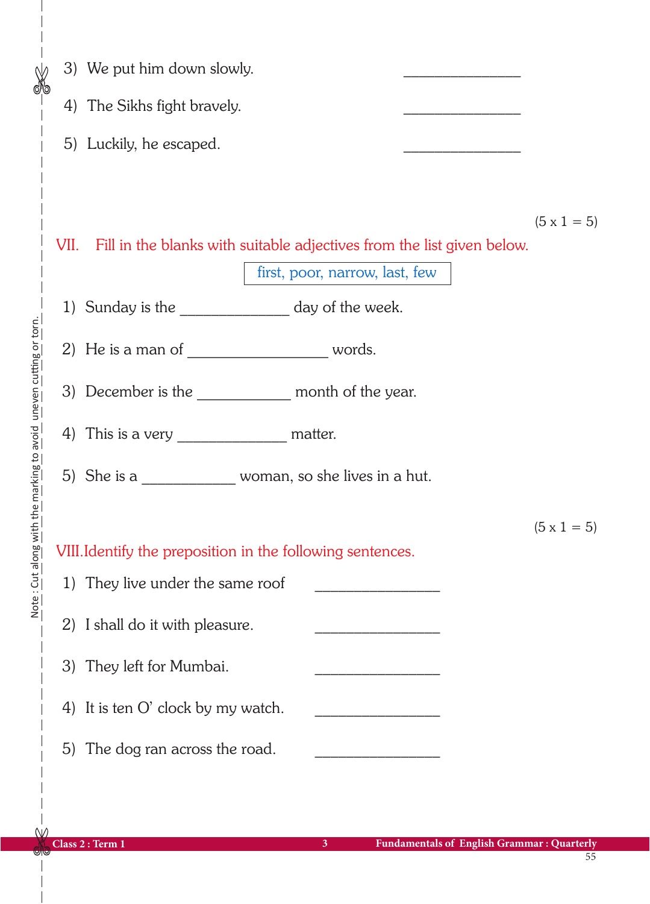3) We put him down slowly. _______________

4) The Sikhs fight bravely. _______________

5) Luckily, he escaped. _______________

(5 x 1 = 5)

VII. Fill in the blanks with suitable adjectives from the list given below.

| first, poor, narrow, last, few |
|---|

1) Sunday is the ______________ day of the week.

2) He is a man of __________________ words.

3) December is the ____________ month of the year.

4) This is a very ______________ matter.

5) She is a ____________ woman, so she lives in a hut.

(5 x 1 = 5)

VIII. Identify the preposition in the following sentences.

1) They live under the same roof ________________

2) I shall do it with pleasure. ________________

3) They left for Mumbai. ________________

4) It is ten O' clock by my watch. ________________

5) The dog ran across the road. ________________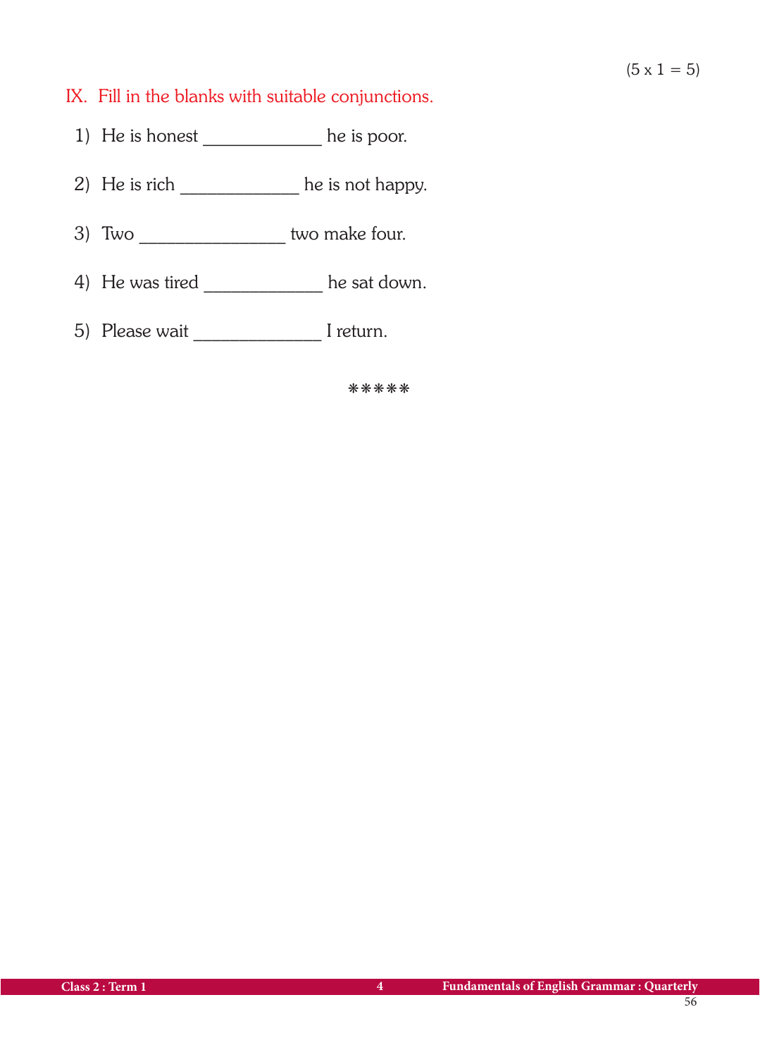(5 x 1 = 5)

IX. Fill in the blanks with suitable conjunctions.

1) He is honest ____________ he is poor.

2) He is rich ____________ he is not happy.

3) Two _______________ two make four.

4) He was tired ____________ he sat down.

5) Please wait _____________ I return.

*****